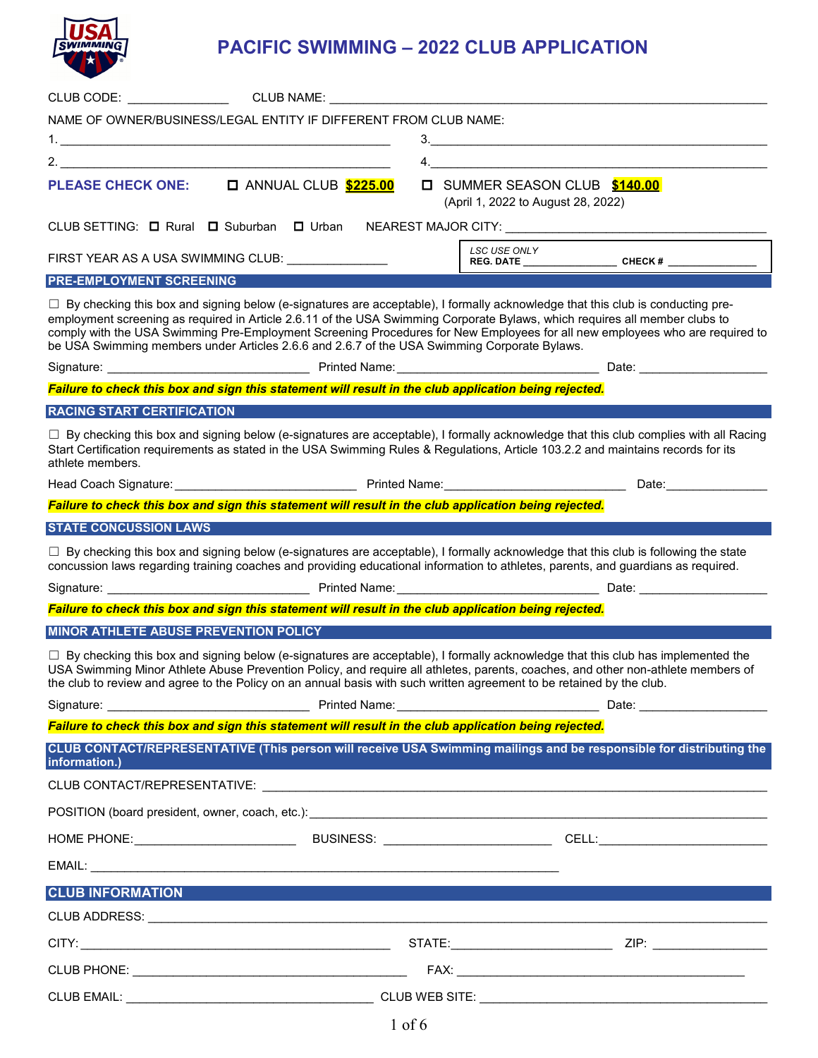# PACIFIC SWIMMING – 2022 CLUB APPLICATION

CLUB CODE: _______________ CLUB NAME: ____________________________________________________________

NAME OF OWNER/BUSINESS/LEGAL ENTITY IF DIFFERENT FROM CLUB NAME:

1. ______________________________________________ 3. ______________________________________________

2. ______________________________________________ 4. ______________________________________________

**PLEASE CHECK ONE:** ☐ ANNUAL CLUB **$225.00** ☐ SUMMER SEASON CLUB **$140.00** (April 1, 2022 to August 28, 2022)

CLUB SETTING: ☐ Rural ☐ Suburban ☐ Urban NEAREST MAJOR CITY: _______________________________________

FIRST YEAR AS A USA SWIMMING CLUB: ______________

*LSC USE ONLY*
**REG. DATE** _______________ **CHECK #** _______________

## PRE-EMPLOYMENT SCREENING

☐ By checking this box and signing below (e-signatures are acceptable), I formally acknowledge that this club is conducting pre-employment screening as required in Article 2.6.11 of the USA Swimming Corporate Bylaws, which requires all member clubs to comply with the USA Swimming Pre-Employment Screening Procedures for New Employees for all new employees who are required to be USA Swimming members under Articles 2.6.6 and 2.6.7 of the USA Swimming Corporate Bylaws.

Signature: ______________________________ Printed Name: ______________________________ Date: ___________________

***Failure to check this box and sign this statement will result in the club application being rejected.***

## RACING START CERTIFICATION

☐ By checking this box and signing below (e-signatures are acceptable), I formally acknowledge that this club complies with all Racing Start Certification requirements as stated in the USA Swimming Rules & Regulations, Article 103.2.2 and maintains records for its athlete members.

Head Coach Signature: __________________________ Printed Name: __________________________ Date: _______________

***Failure to check this box and sign this statement will result in the club application being rejected.***

## STATE CONCUSSION LAWS

☐ By checking this box and signing below (e-signatures are acceptable), I formally acknowledge that this club is following the state concussion laws regarding training coaches and providing educational information to athletes, parents, and guardians as required.

Signature: ______________________________ Printed Name: ______________________________ Date: ___________________

***Failure to check this box and sign this statement will result in the club application being rejected.***

## MINOR ATHLETE ABUSE PREVENTION POLICY

☐ By checking this box and signing below (e-signatures are acceptable), I formally acknowledge that this club has implemented the USA Swimming Minor Athlete Abuse Prevention Policy, and require all athletes, parents, coaches, and other non-athlete members of the club to review and agree to the Policy on an annual basis with such written agreement to be retained by the club.

Signature: ______________________________ Printed Name: ______________________________ Date: ___________________

***Failure to check this box and sign this statement will result in the club application being rejected.***

## CLUB CONTACT/REPRESENTATIVE (This person will receive USA Swimming mailings and be responsible for distributing the information.)

CLUB CONTACT/REPRESENTATIVE: ____________________________________________________________

POSITION (board president, owner, coach, etc.): ____________________________________________________________

HOME PHONE: ________________________ BUSINESS: ________________________ CELL: ________________________

EMAIL: ____________________________________________________________________

## CLUB INFORMATION

CLUB ADDRESS: ____________________________________________________________________________

CITY: ______________________________________________ STATE: ________________________ ZIP: _________________

CLUB PHONE: ________________________________________ FAX: ____________________________________________

CLUB EMAIL: ____________________________________ CLUB WEB SITE: ________________________________________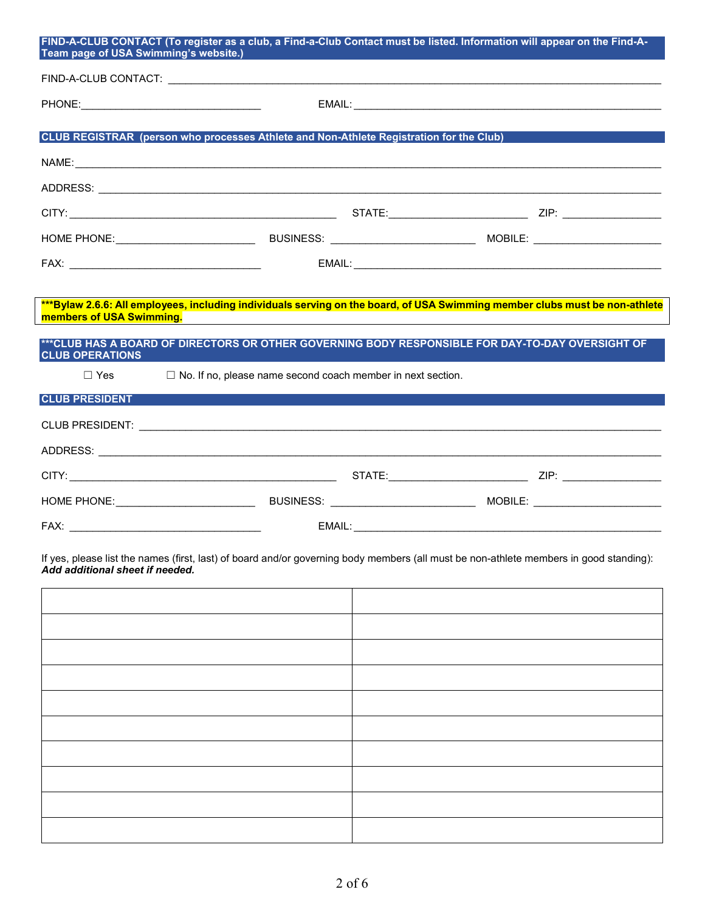## FIND-A-CLUB CONTACT (To register as a club, a Find-a-Club Contact must be listed. Information will appear on the Find-A-Team page of USA Swimming's website.)

FIND-A-CLUB CONTACT: ______________________________________________________________

PHONE: ______________________________ EMAIL: ______________________________________________

## CLUB REGISTRAR (person who processes Athlete and Non-Athlete Registration for the Club)

NAME: _________________________________________________________________________________

ADDRESS: ______________________________________________________________________________

CITY: ________________________________________ STATE: ______________________ ZIP: ________________

HOME PHONE: ______________________ BUSINESS: ______________________ MOBILE: ____________________

FAX: ______________________________ EMAIL: ______________________________________________

**\*\*\*Bylaw 2.6.6: All employees, including individuals serving on the board, of USA Swimming member clubs must be non-athlete members of USA Swimming.**

## \*\*\*CLUB HAS A BOARD OF DIRECTORS OR OTHER GOVERNING BODY RESPONSIBLE FOR DAY-TO-DAY OVERSIGHT OF CLUB OPERATIONS

☐ Yes ☐ No. If no, please name second coach member in next section.

## CLUB PRESIDENT

CLUB PRESIDENT: _______________________________________________________________________

ADDRESS: ______________________________________________________________________________

CITY: ________________________________________ STATE: ______________________ ZIP: ________________

HOME PHONE: ______________________ BUSINESS: ______________________ MOBILE: ____________________

FAX: ______________________________ EMAIL: ______________________________________________

If yes, please list the names (first, last) of board and/or governing body members (all must be non-athlete members in good standing):
***Add additional sheet if needed.***

| | |
|---|---|
| | |
| | |
| | |
| | |
| | |
| | |
| | |
| | |
| | |
| | |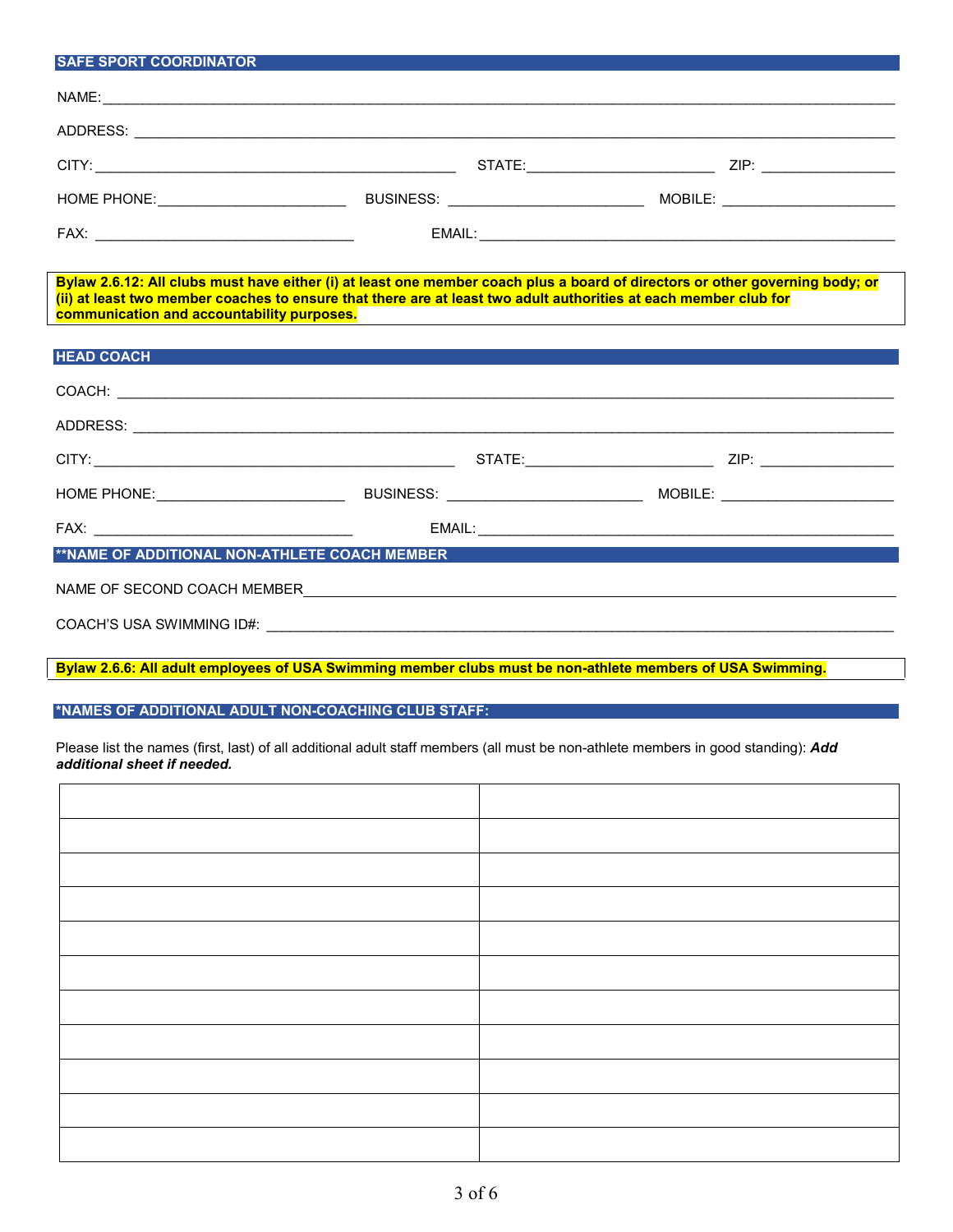## SAFE SPORT COORDINATOR

NAME: ______________________________________________________________________________

ADDRESS: ____________________________________________________________________________

CITY: ______________________________ STATE: ____________________ ZIP: ______________

HOME PHONE: ____________________ BUSINESS: ____________________ MOBILE: ____________________

FAX: ____________________________ EMAIL: ______________________________________________

**Bylaw 2.6.12: All clubs must have either (i) at least one member coach plus a board of directors or other governing body; or (ii) at least two member coaches to ensure that there are at least two adult authorities at each member club for communication and accountability purposes.**

## HEAD COACH

COACH: ______________________________________________________________________________

ADDRESS: ____________________________________________________________________________

CITY: ______________________________ STATE: ____________________ ZIP: ______________

HOME PHONE: ____________________ BUSINESS: ____________________ MOBILE: ____________________

FAX: ____________________________ EMAIL: ______________________________________________

## **NAME OF ADDITIONAL NON-ATHLETE COACH MEMBER

NAME OF SECOND COACH MEMBER ______________________________________________________________

COACH'S USA SWIMMING ID#: ________________________________________________________________

**Bylaw 2.6.6: All adult employees of USA Swimming member clubs must be non-athlete members of USA Swimming.**

## *NAMES OF ADDITIONAL ADULT NON-COACHING CLUB STAFF:

Please list the names (first, last) of all additional adult staff members (all must be non-athlete members in good standing): ***Add additional sheet if needed.***

| | |
|---|---|
| | |
| | |
| | |
| | |
| | |
| | |
| | |
| | |
| | |
| | |
| | |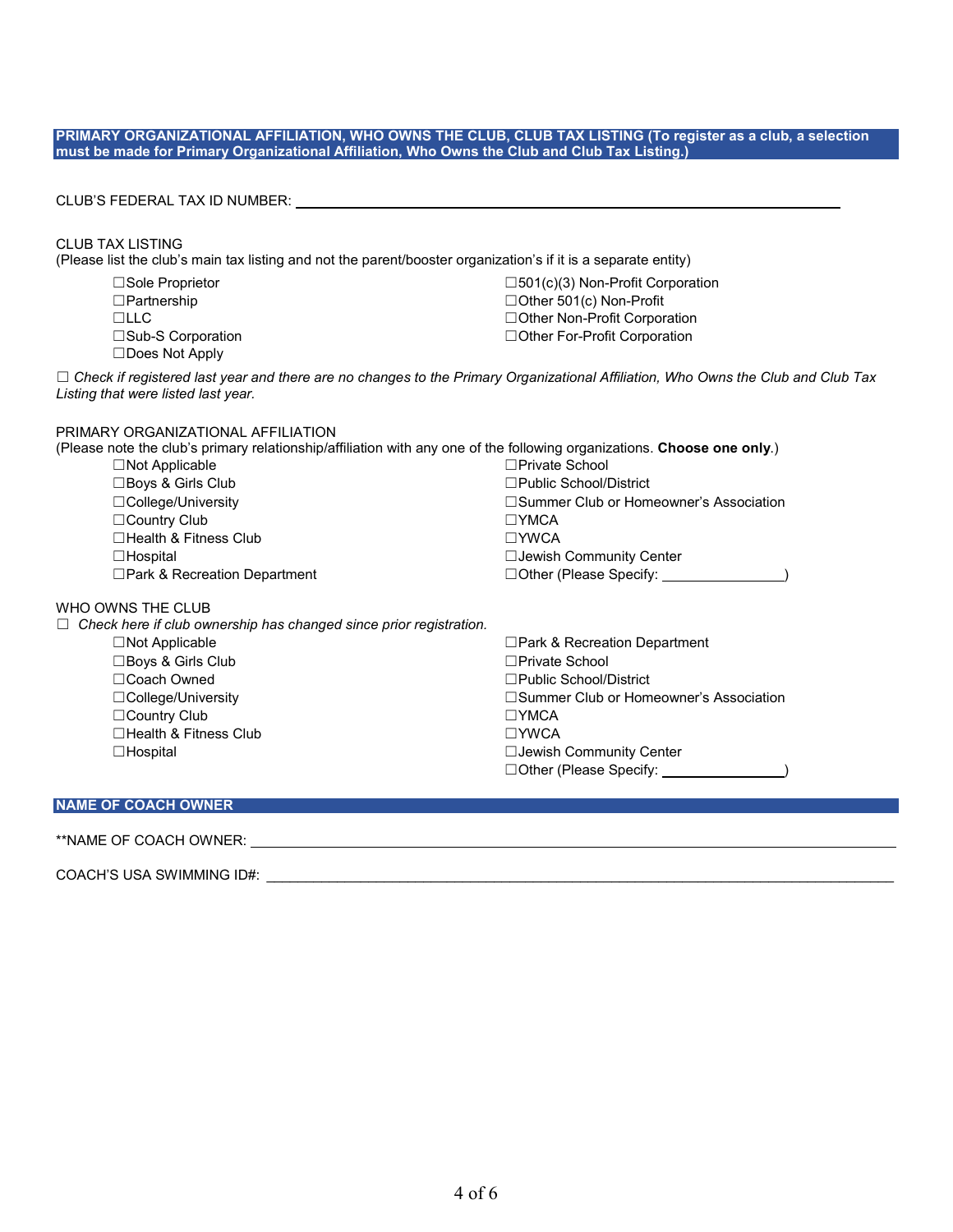## PRIMARY ORGANIZATIONAL AFFILIATION, WHO OWNS THE CLUB, CLUB TAX LISTING (To register as a club, a selection must be made for Primary Organizational Affiliation, Who Owns the Club and Club Tax Listing.)

CLUB'S FEDERAL TAX ID NUMBER: ______________________________________________

CLUB TAX LISTING
(Please list the club's main tax listing and not the parent/booster organization's if it is a separate entity)

- ☐Sole Proprietor
- ☐Partnership
- ☐LLC
- ☐Sub-S Corporation
- ☐Does Not Apply
- ☐501(c)(3) Non-Profit Corporation
- ☐Other 501(c) Non-Profit
- ☐Other Non-Profit Corporation
- ☐Other For-Profit Corporation

☐ *Check if registered last year and there are no changes to the Primary Organizational Affiliation, Who Owns the Club and Club Tax Listing that were listed last year.*

PRIMARY ORGANIZATIONAL AFFILIATION
(Please note the club's primary relationship/affiliation with any one of the following organizations. **Choose one only**.)

- ☐Not Applicable
- ☐Boys & Girls Club
- ☐College/University
- ☐Country Club
- ☐Health & Fitness Club
- ☐Hospital
- ☐Park & Recreation Department
- ☐Private School
- ☐Public School/District
- ☐Summer Club or Homeowner's Association
- ☐YMCA
- ☐YWCA
- ☐Jewish Community Center
- ☐Other (Please Specify: ________________)

WHO OWNS THE CLUB
☐ *Check here if club ownership has changed since prior registration.*

- ☐Not Applicable
- ☐Boys & Girls Club
- ☐Coach Owned
- ☐College/University
- ☐Country Club
- ☐Health & Fitness Club
- ☐Hospital
- ☐Park & Recreation Department
- ☐Private School
- ☐Public School/District
- ☐Summer Club or Homeowner's Association
- ☐YMCA
- ☐YWCA
- ☐Jewish Community Center
- ☐Other (Please Specify: ________________)

## NAME OF COACH OWNER

**NAME OF COACH OWNER: ______________________________________________

COACH'S USA SWIMMING ID#: ______________________________________________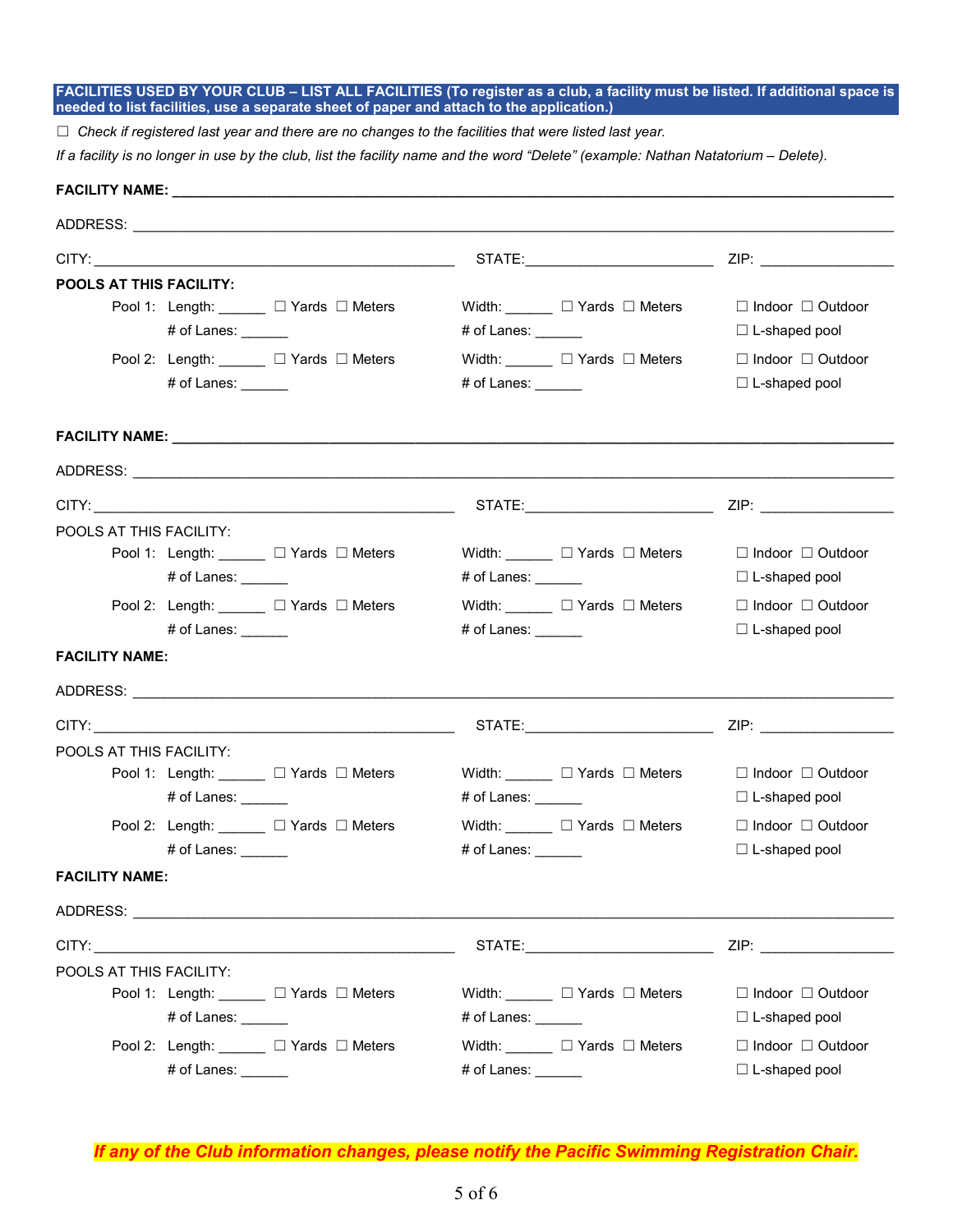## FACILITIES USED BY YOUR CLUB – LIST ALL FACILITIES (To register as a club, a facility must be listed. If additional space is needed to list facilities, use a separate sheet of paper and attach to the application.)

☐ *Check if registered last year and there are no changes to the facilities that were listed last year.*

*If a facility is no longer in use by the club, list the facility name and the word "Delete" (example: Nathan Natatorium – Delete).*

**FACILITY NAME:** ______________________________________________

ADDRESS: ______________________________________________

CITY: ______________________ STATE: ______________ ZIP: ____________

**POOLS AT THIS FACILITY:**

Pool 1: Length: ______ ☐ Yards ☐ Meters Width: ______ ☐ Yards ☐ Meters ☐ Indoor ☐ Outdoor
# of Lanes: ______ # of Lanes: ______ ☐ L-shaped pool

Pool 2: Length: ______ ☐ Yards ☐ Meters Width: ______ ☐ Yards ☐ Meters ☐ Indoor ☐ Outdoor
# of Lanes: ______ # of Lanes: ______ ☐ L-shaped pool

**FACILITY NAME:** ______________________________________________

ADDRESS: ______________________________________________

CITY: ______________________ STATE: ______________ ZIP: ____________

POOLS AT THIS FACILITY:

Pool 1: Length: ______ ☐ Yards ☐ Meters Width: ______ ☐ Yards ☐ Meters ☐ Indoor ☐ Outdoor
# of Lanes: ______ # of Lanes: ______ ☐ L-shaped pool

Pool 2: Length: ______ ☐ Yards ☐ Meters Width: ______ ☐ Yards ☐ Meters ☐ Indoor ☐ Outdoor
# of Lanes: ______ # of Lanes: ______ ☐ L-shaped pool

**FACILITY NAME:**

ADDRESS: ______________________________________________

CITY: ______________________ STATE: ______________ ZIP: ____________

POOLS AT THIS FACILITY:

Pool 1: Length: ______ ☐ Yards ☐ Meters Width: ______ ☐ Yards ☐ Meters ☐ Indoor ☐ Outdoor
# of Lanes: ______ # of Lanes: ______ ☐ L-shaped pool

Pool 2: Length: ______ ☐ Yards ☐ Meters Width: ______ ☐ Yards ☐ Meters ☐ Indoor ☐ Outdoor
# of Lanes: ______ # of Lanes: ______ ☐ L-shaped pool

**FACILITY NAME:**

ADDRESS: ______________________________________________

CITY: ______________________ STATE: ______________ ZIP: ____________

POOLS AT THIS FACILITY:

Pool 1: Length: ______ ☐ Yards ☐ Meters Width: ______ ☐ Yards ☐ Meters ☐ Indoor ☐ Outdoor
# of Lanes: ______ # of Lanes: ______ ☐ L-shaped pool

Pool 2: Length: ______ ☐ Yards ☐ Meters Width: ______ ☐ Yards ☐ Meters ☐ Indoor ☐ Outdoor
# of Lanes: ______ # of Lanes: ______ ☐ L-shaped pool

***If any of the Club information changes, please notify the Pacific Swimming Registration Chair.***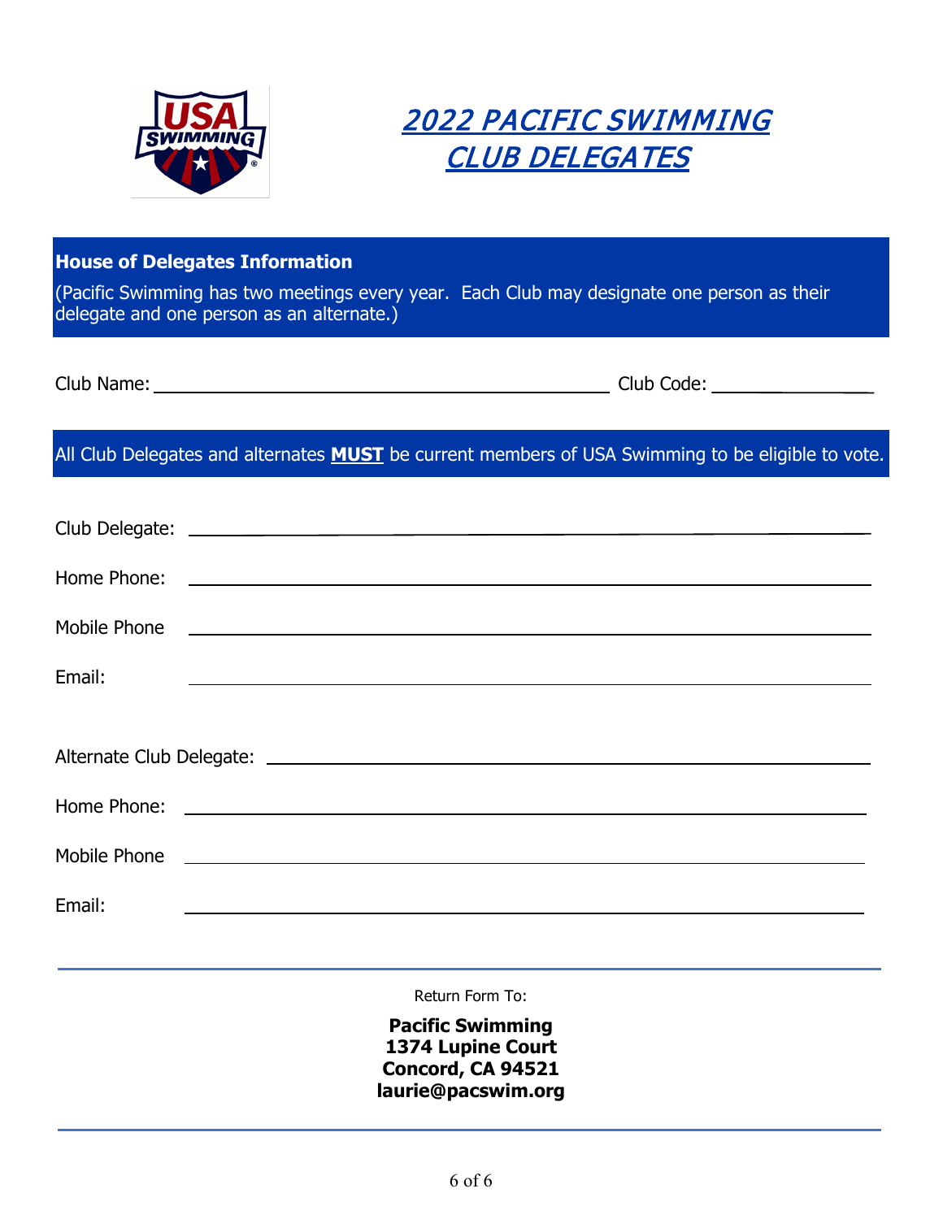# 2022 PACIFIC SWIMMING CLUB DELEGATES

**House of Delegates Information**

(Pacific Swimming has two meetings every year. Each Club may designate one person as their delegate and one person as an alternate.)

Club Name: ______________________________ Club Code: ____________

All Club Delegates and alternates **MUST** be current members of USA Swimming to be eligible to vote.

Club Delegate: ______________________________

Home Phone: ______________________________

Mobile Phone ______________________________

Email: ______________________________

Alternate Club Delegate: ______________________________

Home Phone: ______________________________

Mobile Phone ______________________________

Email: ______________________________

---

Return Form To:

**Pacific Swimming**
**1374 Lupine Court**
**Concord, CA 94521**
**laurie@pacswim.org**

---